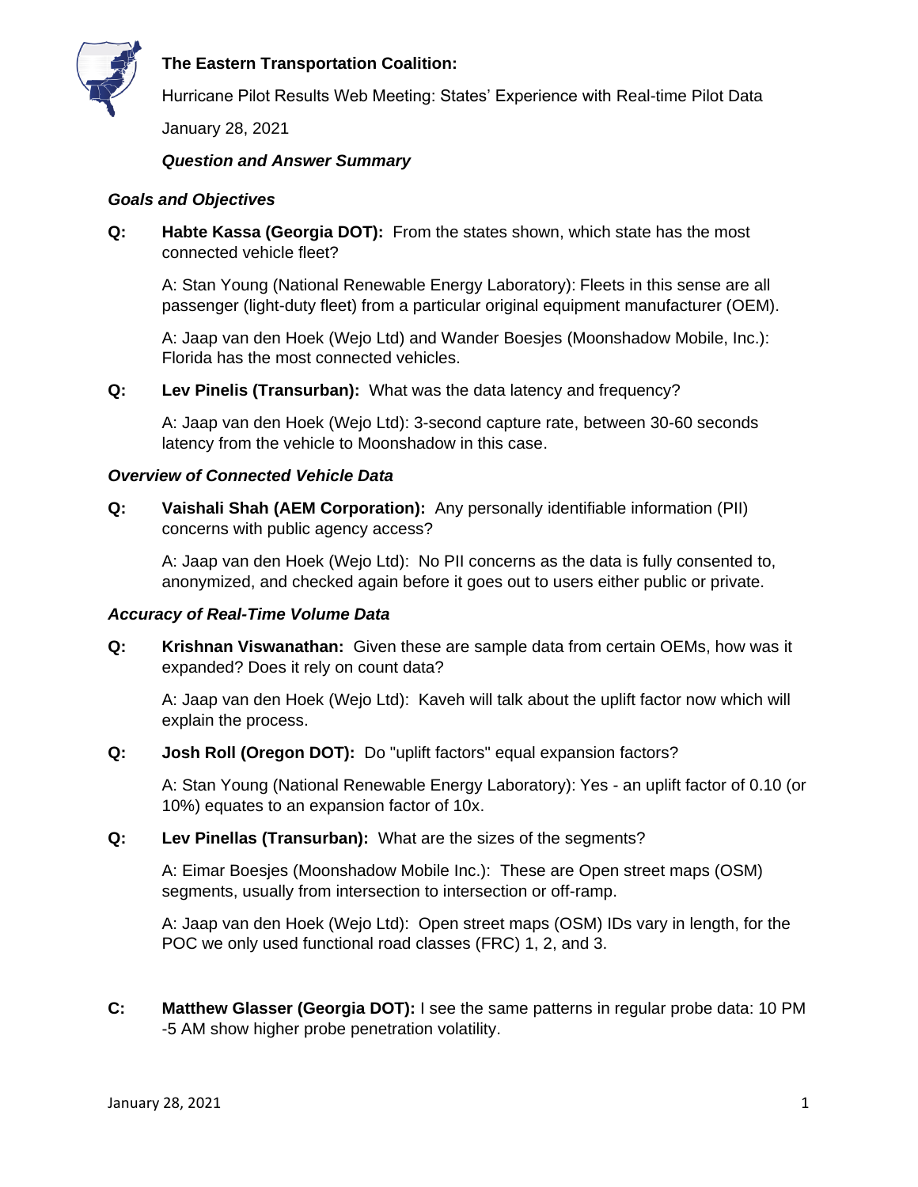**The Eastern Transportation Coalition:**

Hurricane Pilot Results Web Meeting: States' Experience with Real-time Pilot Data

January 28, 2021

***Question and Answer Summary***

### *Goals and Objectives*

**Q: Habte Kassa (Georgia DOT):** From the states shown, which state has the most connected vehicle fleet?

A: Stan Young (National Renewable Energy Laboratory): Fleets in this sense are all passenger (light-duty fleet) from a particular original equipment manufacturer (OEM).

A: Jaap van den Hoek (Wejo Ltd) and Wander Boesjes (Moonshadow Mobile, Inc.): Florida has the most connected vehicles.

**Q: Lev Pinelis (Transurban):** What was the data latency and frequency?

A: Jaap van den Hoek (Wejo Ltd): 3-second capture rate, between 30-60 seconds latency from the vehicle to Moonshadow in this case.

### *Overview of Connected Vehicle Data*

**Q: Vaishali Shah (AEM Corporation):** Any personally identifiable information (PII) concerns with public agency access?

A: Jaap van den Hoek (Wejo Ltd): No PII concerns as the data is fully consented to, anonymized, and checked again before it goes out to users either public or private.

### *Accuracy of Real-Time Volume Data*

**Q: Krishnan Viswanathan:** Given these are sample data from certain OEMs, how was it expanded? Does it rely on count data?

A: Jaap van den Hoek (Wejo Ltd): Kaveh will talk about the uplift factor now which will explain the process.

**Q: Josh Roll (Oregon DOT):** Do "uplift factors" equal expansion factors?

A: Stan Young (National Renewable Energy Laboratory): Yes - an uplift factor of 0.10 (or 10%) equates to an expansion factor of 10x.

**Q: Lev Pinellas (Transurban):** What are the sizes of the segments?

A: Eimar Boesjes (Moonshadow Mobile Inc.): These are Open street maps (OSM) segments, usually from intersection to intersection or off-ramp.

A: Jaap van den Hoek (Wejo Ltd): Open street maps (OSM) IDs vary in length, for the POC we only used functional road classes (FRC) 1, 2, and 3.

**C: Matthew Glasser (Georgia DOT):** I see the same patterns in regular probe data: 10 PM -5 AM show higher probe penetration volatility.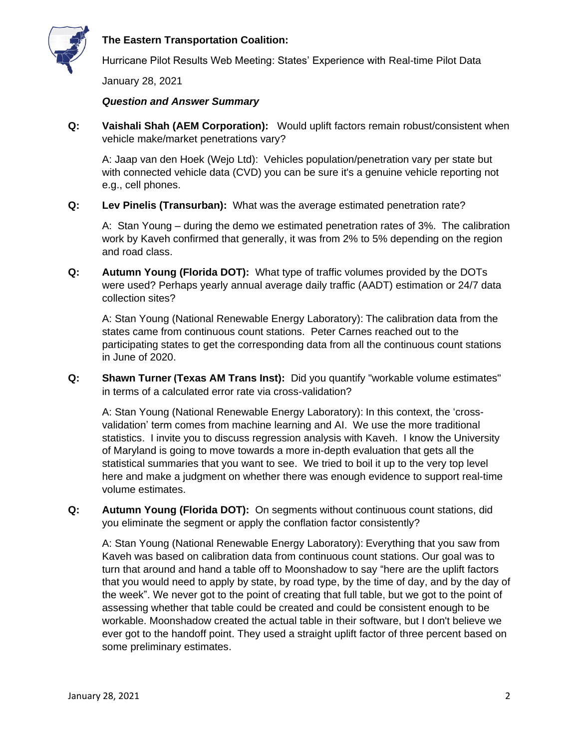**The Eastern Transportation Coalition:**

Hurricane Pilot Results Web Meeting: States' Experience with Real-time Pilot Data

January 28, 2021

***Question and Answer Summary***

**Q:** **Vaishali Shah (AEM Corporation):** Would uplift factors remain robust/consistent when vehicle make/market penetrations vary?

A: Jaap van den Hoek (Wejo Ltd): Vehicles population/penetration vary per state but with connected vehicle data (CVD) you can be sure it's a genuine vehicle reporting not e.g., cell phones.

**Q:** **Lev Pinelis (Transurban):** What was the average estimated penetration rate?

A: Stan Young – during the demo we estimated penetration rates of 3%. The calibration work by Kaveh confirmed that generally, it was from 2% to 5% depending on the region and road class.

**Q:** **Autumn Young (Florida DOT):** What type of traffic volumes provided by the DOTs were used? Perhaps yearly annual average daily traffic (AADT) estimation or 24/7 data collection sites?

A: Stan Young (National Renewable Energy Laboratory): The calibration data from the states came from continuous count stations. Peter Carnes reached out to the participating states to get the corresponding data from all the continuous count stations in June of 2020.

**Q:** **Shawn Turner (Texas AM Trans Inst):** Did you quantify "workable volume estimates" in terms of a calculated error rate via cross-validation?

A: Stan Young (National Renewable Energy Laboratory): In this context, the 'cross-validation' term comes from machine learning and AI. We use the more traditional statistics. I invite you to discuss regression analysis with Kaveh. I know the University of Maryland is going to move towards a more in-depth evaluation that gets all the statistical summaries that you want to see. We tried to boil it up to the very top level here and make a judgment on whether there was enough evidence to support real-time volume estimates.

**Q:** **Autumn Young (Florida DOT):** On segments without continuous count stations, did you eliminate the segment or apply the conflation factor consistently?

A: Stan Young (National Renewable Energy Laboratory): Everything that you saw from Kaveh was based on calibration data from continuous count stations. Our goal was to turn that around and hand a table off to Moonshadow to say "here are the uplift factors that you would need to apply by state, by road type, by the time of day, and by the day of the week". We never got to the point of creating that full table, but we got to the point of assessing whether that table could be created and could be consistent enough to be workable. Moonshadow created the actual table in their software, but I don't believe we ever got to the handoff point. They used a straight uplift factor of three percent based on some preliminary estimates.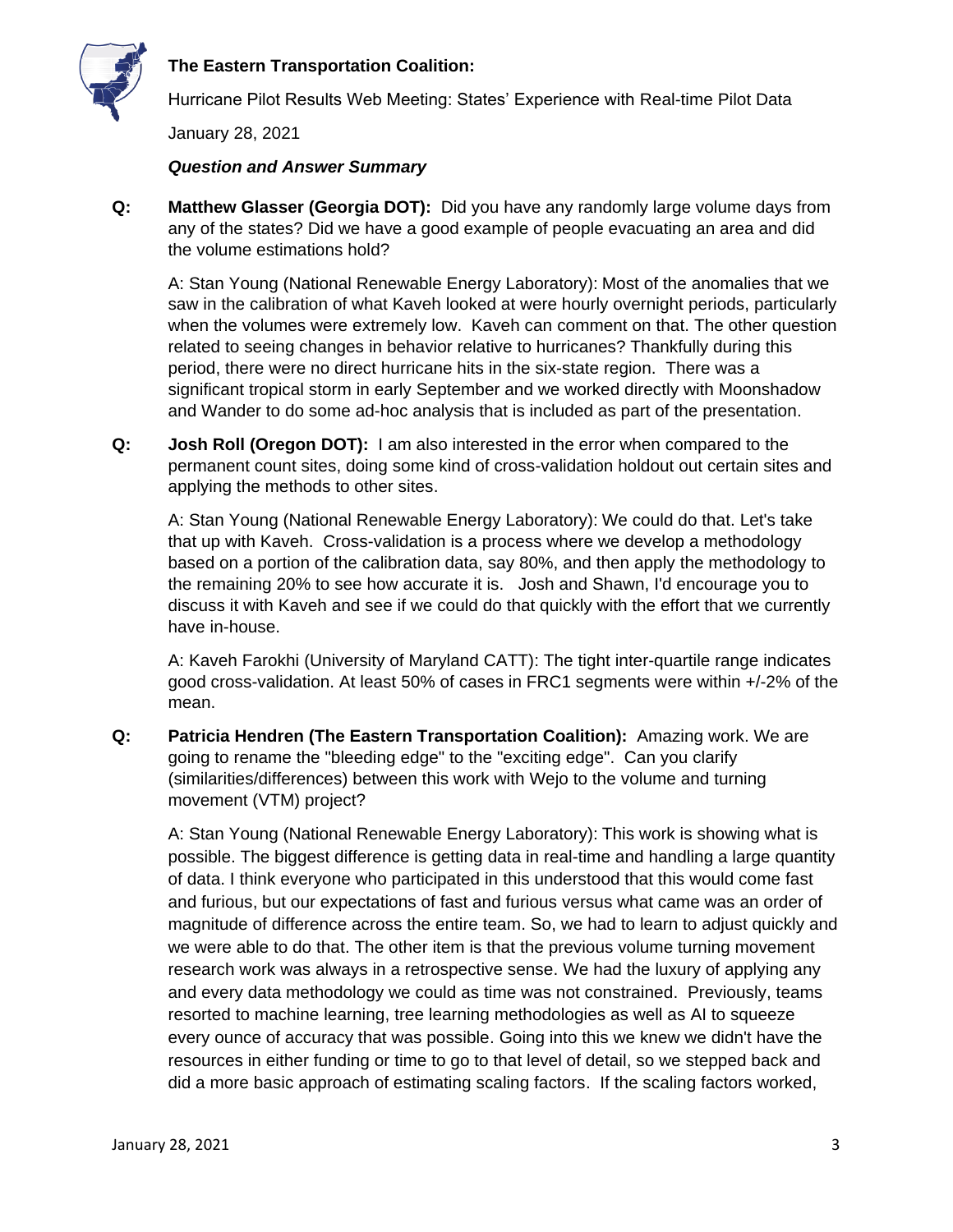**The Eastern Transportation Coalition:**

Hurricane Pilot Results Web Meeting: States' Experience with Real-time Pilot Data

January 28, 2021

***Question and Answer Summary***

**Q: Matthew Glasser (Georgia DOT):** Did you have any randomly large volume days from any of the states? Did we have a good example of people evacuating an area and did the volume estimations hold?

A: Stan Young (National Renewable Energy Laboratory): Most of the anomalies that we saw in the calibration of what Kaveh looked at were hourly overnight periods, particularly when the volumes were extremely low. Kaveh can comment on that. The other question related to seeing changes in behavior relative to hurricanes? Thankfully during this period, there were no direct hurricane hits in the six-state region. There was a significant tropical storm in early September and we worked directly with Moonshadow and Wander to do some ad-hoc analysis that is included as part of the presentation.

**Q: Josh Roll (Oregon DOT):** I am also interested in the error when compared to the permanent count sites, doing some kind of cross-validation holdout out certain sites and applying the methods to other sites.

A: Stan Young (National Renewable Energy Laboratory): We could do that. Let's take that up with Kaveh. Cross-validation is a process where we develop a methodology based on a portion of the calibration data, say 80%, and then apply the methodology to the remaining 20% to see how accurate it is. Josh and Shawn, I'd encourage you to discuss it with Kaveh and see if we could do that quickly with the effort that we currently have in-house.

A: Kaveh Farokhi (University of Maryland CATT): The tight inter-quartile range indicates good cross-validation. At least 50% of cases in FRC1 segments were within +/-2% of the mean.

**Q: Patricia Hendren (The Eastern Transportation Coalition):** Amazing work. We are going to rename the "bleeding edge" to the "exciting edge". Can you clarify (similarities/differences) between this work with Wejo to the volume and turning movement (VTM) project?

A: Stan Young (National Renewable Energy Laboratory): This work is showing what is possible. The biggest difference is getting data in real-time and handling a large quantity of data. I think everyone who participated in this understood that this would come fast and furious, but our expectations of fast and furious versus what came was an order of magnitude of difference across the entire team. So, we had to learn to adjust quickly and we were able to do that. The other item is that the previous volume turning movement research work was always in a retrospective sense. We had the luxury of applying any and every data methodology we could as time was not constrained. Previously, teams resorted to machine learning, tree learning methodologies as well as AI to squeeze every ounce of accuracy that was possible. Going into this we knew we didn't have the resources in either funding or time to go to that level of detail, so we stepped back and did a more basic approach of estimating scaling factors. If the scaling factors worked,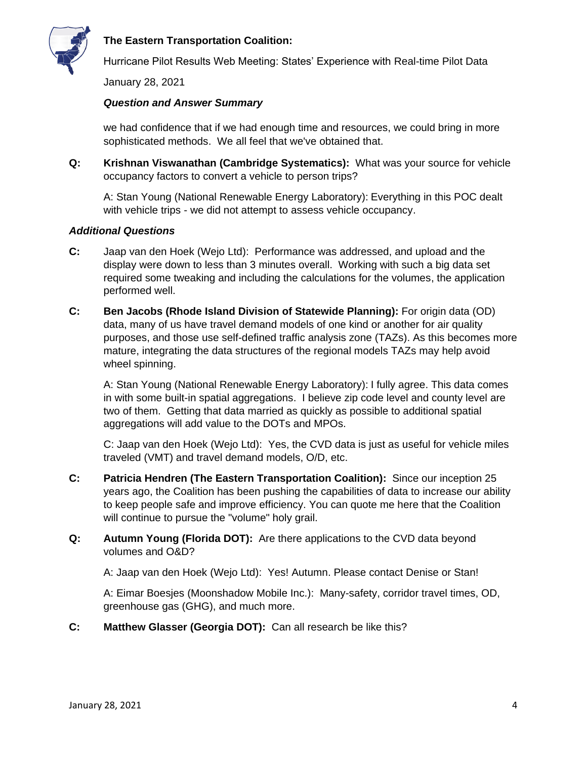we had confidence that if we had enough time and resources, we could bring in more sophisticated methods. We all feel that we've obtained that.

**Q:** **Krishnan Viswanathan (Cambridge Systematics):** What was your source for vehicle occupancy factors to convert a vehicle to person trips?

A: Stan Young (National Renewable Energy Laboratory): Everything in this POC dealt with vehicle trips - we did not attempt to assess vehicle occupancy.

### *Additional Questions*

**C:** Jaap van den Hoek (Wejo Ltd): Performance was addressed, and upload and the display were down to less than 3 minutes overall. Working with such a big data set required some tweaking and including the calculations for the volumes, the application performed well.

**C:** **Ben Jacobs (Rhode Island Division of Statewide Planning):** For origin data (OD) data, many of us have travel demand models of one kind or another for air quality purposes, and those use self-defined traffic analysis zone (TAZs). As this becomes more mature, integrating the data structures of the regional models TAZs may help avoid wheel spinning.

A: Stan Young (National Renewable Energy Laboratory): I fully agree. This data comes in with some built-in spatial aggregations. I believe zip code level and county level are two of them. Getting that data married as quickly as possible to additional spatial aggregations will add value to the DOTs and MPOs.

C: Jaap van den Hoek (Wejo Ltd): Yes, the CVD data is just as useful for vehicle miles traveled (VMT) and travel demand models, O/D, etc.

**C:** **Patricia Hendren (The Eastern Transportation Coalition):** Since our inception 25 years ago, the Coalition has been pushing the capabilities of data to increase our ability to keep people safe and improve efficiency. You can quote me here that the Coalition will continue to pursue the "volume" holy grail.

**Q:** **Autumn Young (Florida DOT):** Are there applications to the CVD data beyond volumes and O&D?

A: Jaap van den Hoek (Wejo Ltd): Yes! Autumn. Please contact Denise or Stan!

A: Eimar Boesjes (Moonshadow Mobile Inc.): Many-safety, corridor travel times, OD, greenhouse gas (GHG), and much more.

**C:** **Matthew Glasser (Georgia DOT):** Can all research be like this?